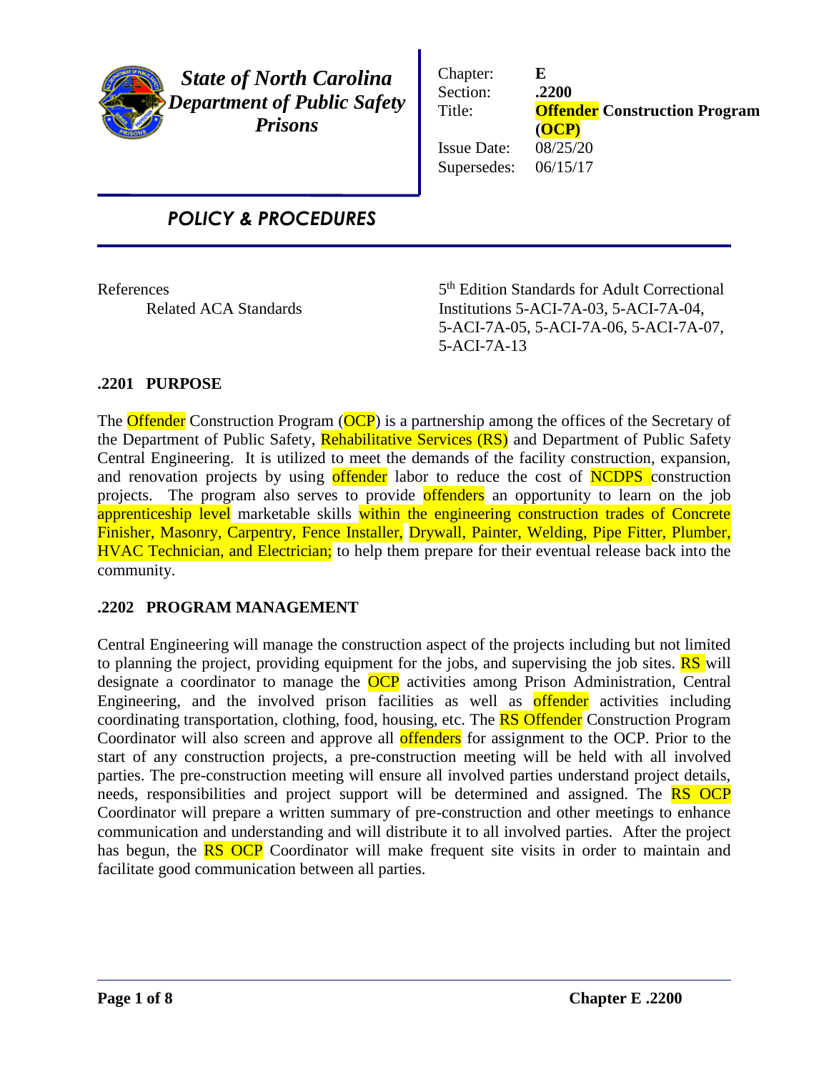**State of North Carolina**
***Department of Public Safety***
***Prisons***

| | |
|---|---|
| Chapter: | **E** |
| Section: | **.2200** |
| Title: | **Offender Construction Program (OCP)** |
| Issue Date: | 08/25/20 |
| Supersedes: | 06/15/17 |

## *POLICY & PROCEDURES*

References
Related ACA Standards — 5th Edition Standards for Adult Correctional Institutions 5-ACI-7A-03, 5-ACI-7A-04, 5-ACI-7A-05, 5-ACI-7A-06, 5-ACI-7A-07, 5-ACI-7A-13

### .2201 PURPOSE

The Offender Construction Program (OCP) is a partnership among the offices of the Secretary of the Department of Public Safety, Rehabilitative Services (RS) and Department of Public Safety Central Engineering. It is utilized to meet the demands of the facility construction, expansion, and renovation projects by using offender labor to reduce the cost of NCDPS construction projects. The program also serves to provide offenders an opportunity to learn on the job apprenticeship level marketable skills within the engineering construction trades of Concrete Finisher, Masonry, Carpentry, Fence Installer, Drywall, Painter, Welding, Pipe Fitter, Plumber, HVAC Technician, and Electrician; to help them prepare for their eventual release back into the community.

### .2202 PROGRAM MANAGEMENT

Central Engineering will manage the construction aspect of the projects including but not limited to planning the project, providing equipment for the jobs, and supervising the job sites. RS will designate a coordinator to manage the OCP activities among Prison Administration, Central Engineering, and the involved prison facilities as well as offender activities including coordinating transportation, clothing, food, housing, etc. The RS Offender Construction Program Coordinator will also screen and approve all offenders for assignment to the OCP. Prior to the start of any construction projects, a pre-construction meeting will be held with all involved parties. The pre-construction meeting will ensure all involved parties understand project details, needs, responsibilities and project support will be determined and assigned. The RS OCP Coordinator will prepare a written summary of pre-construction and other meetings to enhance communication and understanding and will distribute it to all involved parties. After the project has begun, the RS OCP Coordinator will make frequent site visits in order to maintain and facilitate good communication between all parties.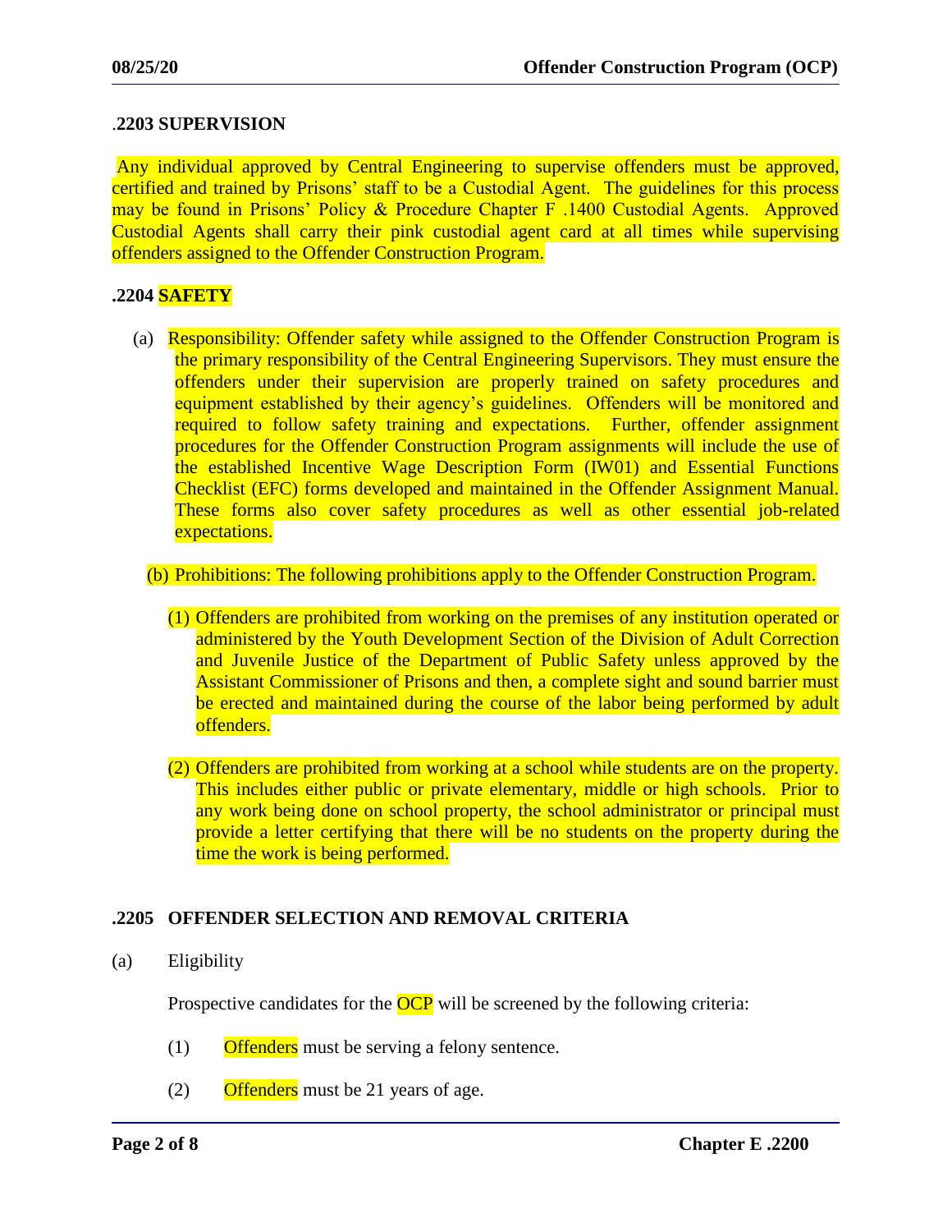## .2203 SUPERVISION

Any individual approved by Central Engineering to supervise offenders must be approved, certified and trained by Prisons' staff to be a Custodial Agent. The guidelines for this process may be found in Prisons' Policy & Procedure Chapter F .1400 Custodial Agents. Approved Custodial Agents shall carry their pink custodial agent card at all times while supervising offenders assigned to the Offender Construction Program.

## .2204 SAFETY

(a) Responsibility: Offender safety while assigned to the Offender Construction Program is the primary responsibility of the Central Engineering Supervisors. They must ensure the offenders under their supervision are properly trained on safety procedures and equipment established by their agency's guidelines. Offenders will be monitored and required to follow safety training and expectations. Further, offender assignment procedures for the Offender Construction Program assignments will include the use of the established Incentive Wage Description Form (IW01) and Essential Functions Checklist (EFC) forms developed and maintained in the Offender Assignment Manual. These forms also cover safety procedures as well as other essential job-related expectations.

(b) Prohibitions: The following prohibitions apply to the Offender Construction Program.

(1) Offenders are prohibited from working on the premises of any institution operated or administered by the Youth Development Section of the Division of Adult Correction and Juvenile Justice of the Department of Public Safety unless approved by the Assistant Commissioner of Prisons and then, a complete sight and sound barrier must be erected and maintained during the course of the labor being performed by adult offenders.

(2) Offenders are prohibited from working at a school while students are on the property. This includes either public or private elementary, middle or high schools. Prior to any work being done on school property, the school administrator or principal must provide a letter certifying that there will be no students on the property during the time the work is being performed.

## .2205 OFFENDER SELECTION AND REMOVAL CRITERIA

(a) Eligibility

Prospective candidates for the OCP will be screened by the following criteria:

(1) Offenders must be serving a felony sentence.

(2) Offenders must be 21 years of age.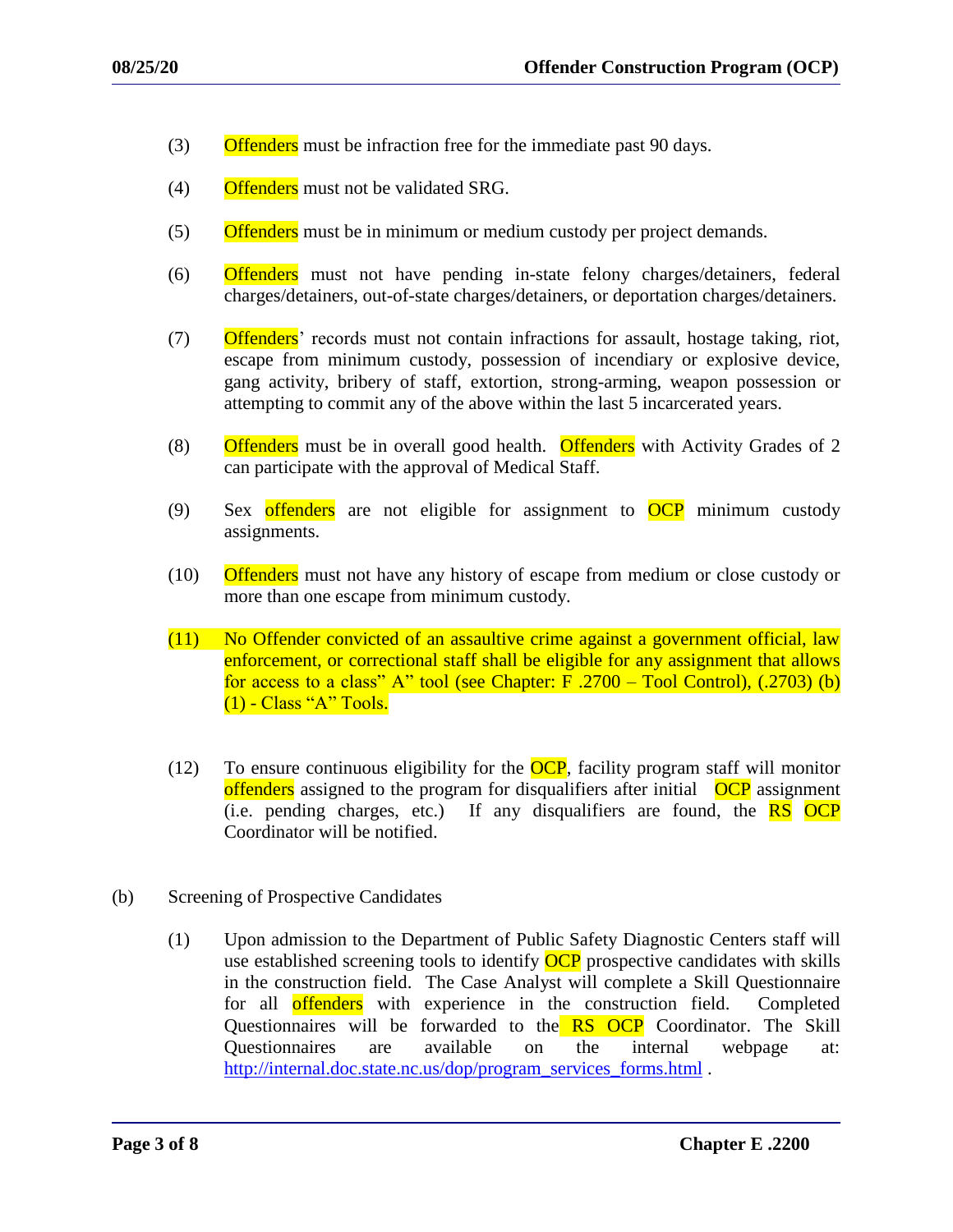(3) Offenders must be infraction free for the immediate past 90 days.

(4) Offenders must not be validated SRG.

(5) Offenders must be in minimum or medium custody per project demands.

(6) Offenders must not have pending in-state felony charges/detainers, federal charges/detainers, out-of-state charges/detainers, or deportation charges/detainers.

(7) Offenders' records must not contain infractions for assault, hostage taking, riot, escape from minimum custody, possession of incendiary or explosive device, gang activity, bribery of staff, extortion, strong-arming, weapon possession or attempting to commit any of the above within the last 5 incarcerated years.

(8) Offenders must be in overall good health. Offenders with Activity Grades of 2 can participate with the approval of Medical Staff.

(9) Sex offenders are not eligible for assignment to OCP minimum custody assignments.

(10) Offenders must not have any history of escape from medium or close custody or more than one escape from minimum custody.

(11) No Offender convicted of an assaultive crime against a government official, law enforcement, or correctional staff shall be eligible for any assignment that allows for access to a class" A" tool (see Chapter: F .2700 – Tool Control), (.2703) (b) (1) - Class "A" Tools.

(12) To ensure continuous eligibility for the OCP, facility program staff will monitor offenders assigned to the program for disqualifiers after initial OCP assignment (i.e. pending charges, etc.) If any disqualifiers are found, the RS OCP Coordinator will be notified.

(b) Screening of Prospective Candidates

(1) Upon admission to the Department of Public Safety Diagnostic Centers staff will use established screening tools to identify OCP prospective candidates with skills in the construction field. The Case Analyst will complete a Skill Questionnaire for all offenders with experience in the construction field. Completed Questionnaires will be forwarded to the RS OCP Coordinator. The Skill Questionnaires are available on the internal webpage at: http://internal.doc.state.nc.us/dop/program_services_forms.html .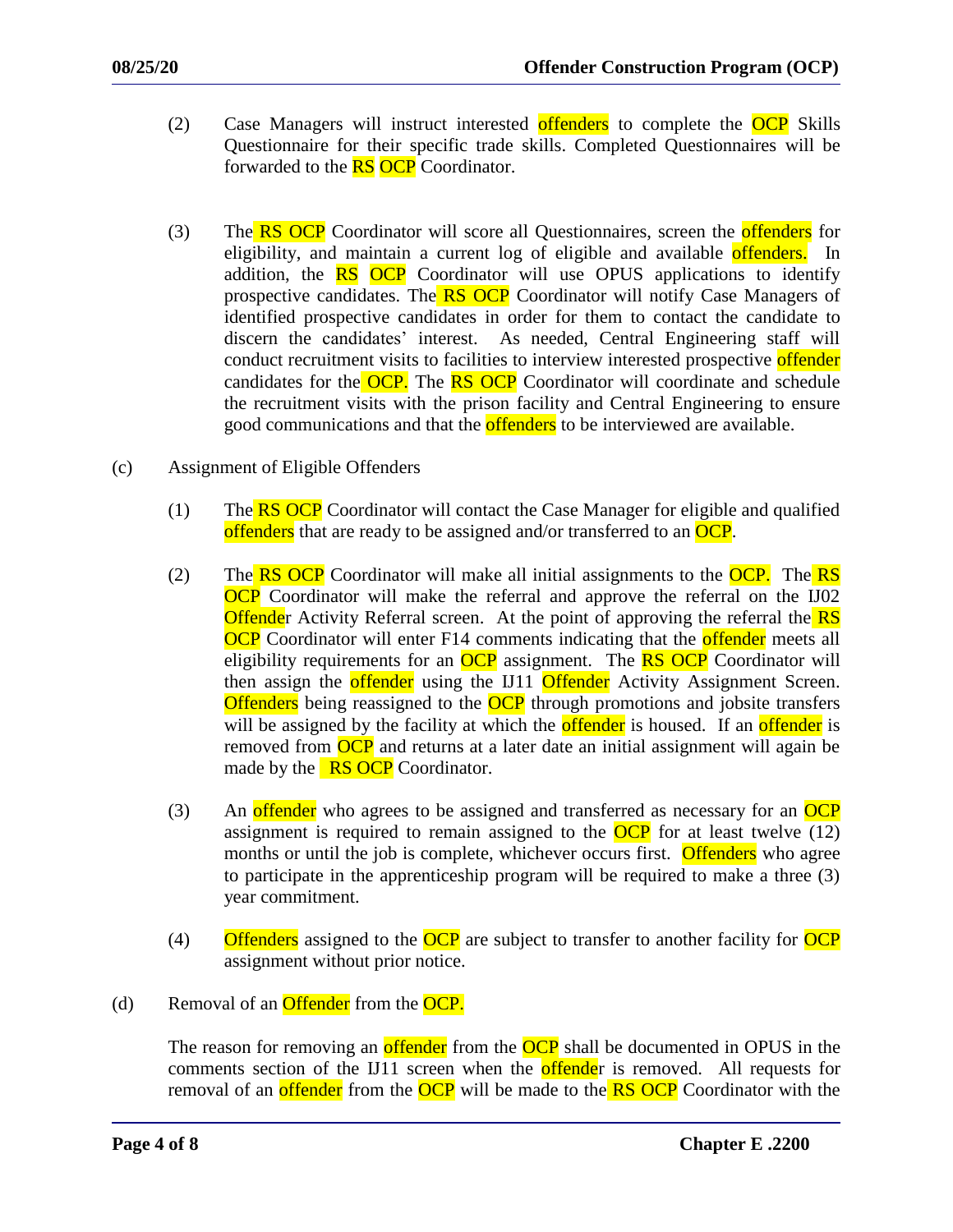(2) Case Managers will instruct interested offenders to complete the OCP Skills Questionnaire for their specific trade skills. Completed Questionnaires will be forwarded to the RS OCP Coordinator.

(3) The RS OCP Coordinator will score all Questionnaires, screen the offenders for eligibility, and maintain a current log of eligible and available offenders. In addition, the RS OCP Coordinator will use OPUS applications to identify prospective candidates. The RS OCP Coordinator will notify Case Managers of identified prospective candidates in order for them to contact the candidate to discern the candidates' interest. As needed, Central Engineering staff will conduct recruitment visits to facilities to interview interested prospective offender candidates for the OCP. The RS OCP Coordinator will coordinate and schedule the recruitment visits with the prison facility and Central Engineering to ensure good communications and that the offenders to be interviewed are available.

(c) Assignment of Eligible Offenders

(1) The RS OCP Coordinator will contact the Case Manager for eligible and qualified offenders that are ready to be assigned and/or transferred to an OCP.

(2) The RS OCP Coordinator will make all initial assignments to the OCP. The RS OCP Coordinator will make the referral and approve the referral on the IJ02 Offender Activity Referral screen. At the point of approving the referral the RS OCP Coordinator will enter F14 comments indicating that the offender meets all eligibility requirements for an OCP assignment. The RS OCP Coordinator will then assign the offender using the IJ11 Offender Activity Assignment Screen. Offenders being reassigned to the OCP through promotions and jobsite transfers will be assigned by the facility at which the offender is housed. If an offender is removed from OCP and returns at a later date an initial assignment will again be made by the RS OCP Coordinator.

(3) An offender who agrees to be assigned and transferred as necessary for an OCP assignment is required to remain assigned to the OCP for at least twelve (12) months or until the job is complete, whichever occurs first. Offenders who agree to participate in the apprenticeship program will be required to make a three (3) year commitment.

(4) Offenders assigned to the OCP are subject to transfer to another facility for OCP assignment without prior notice.

(d) Removal of an Offender from the OCP.

The reason for removing an offender from the OCP shall be documented in OPUS in the comments section of the IJ11 screen when the offender is removed. All requests for removal of an offender from the OCP will be made to the RS OCP Coordinator with the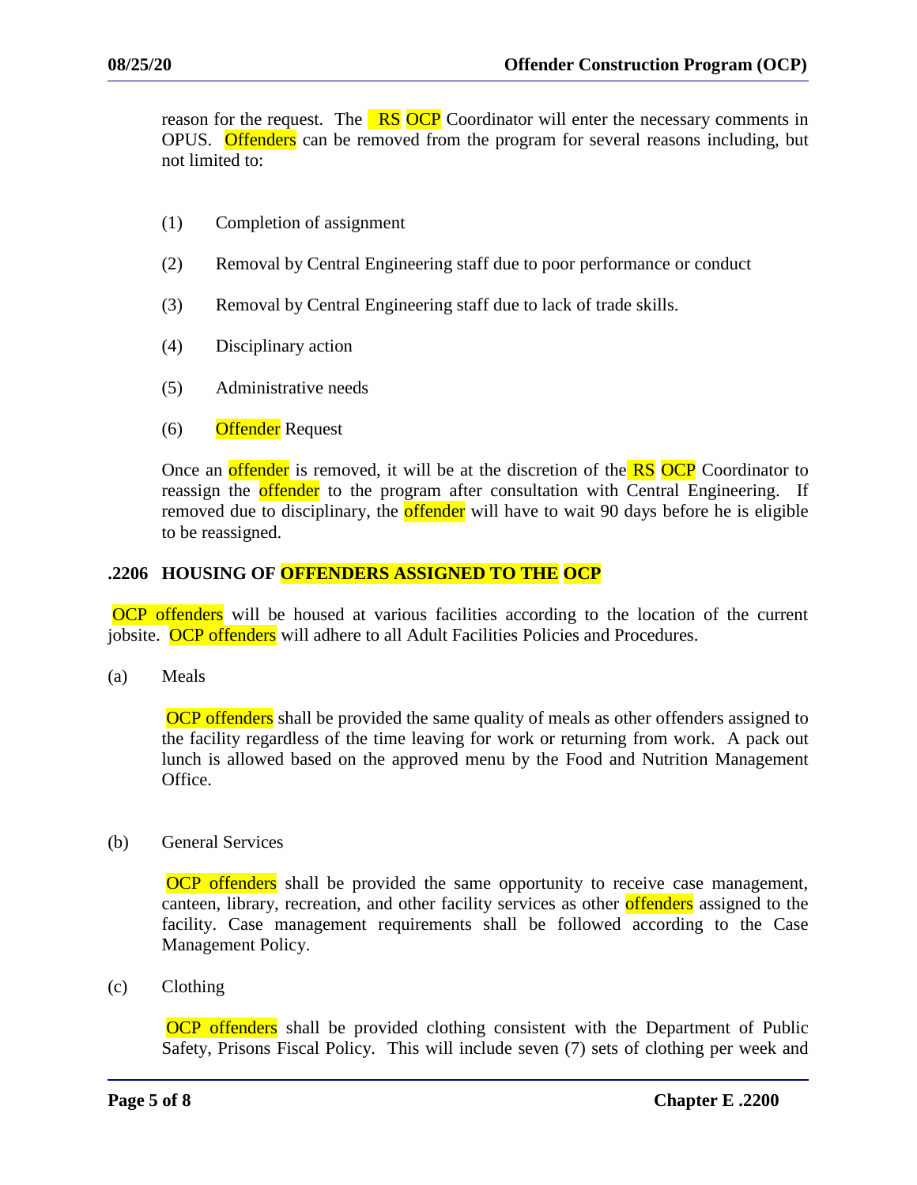reason for the request. The RS OCP Coordinator will enter the necessary comments in OPUS. Offenders can be removed from the program for several reasons including, but not limited to:

(1) Completion of assignment

(2) Removal by Central Engineering staff due to poor performance or conduct

(3) Removal by Central Engineering staff due to lack of trade skills.

(4) Disciplinary action

(5) Administrative needs

(6) Offender Request

Once an offender is removed, it will be at the discretion of the RS OCP Coordinator to reassign the offender to the program after consultation with Central Engineering. If removed due to disciplinary, the offender will have to wait 90 days before he is eligible to be reassigned.

## .2206 HOUSING OF OFFENDERS ASSIGNED TO THE OCP

OCP offenders will be housed at various facilities according to the location of the current jobsite. OCP offenders will adhere to all Adult Facilities Policies and Procedures.

(a) Meals

OCP offenders shall be provided the same quality of meals as other offenders assigned to the facility regardless of the time leaving for work or returning from work. A pack out lunch is allowed based on the approved menu by the Food and Nutrition Management Office.

(b) General Services

OCP offenders shall be provided the same opportunity to receive case management, canteen, library, recreation, and other facility services as other offenders assigned to the facility. Case management requirements shall be followed according to the Case Management Policy.

(c) Clothing

OCP offenders shall be provided clothing consistent with the Department of Public Safety, Prisons Fiscal Policy. This will include seven (7) sets of clothing per week and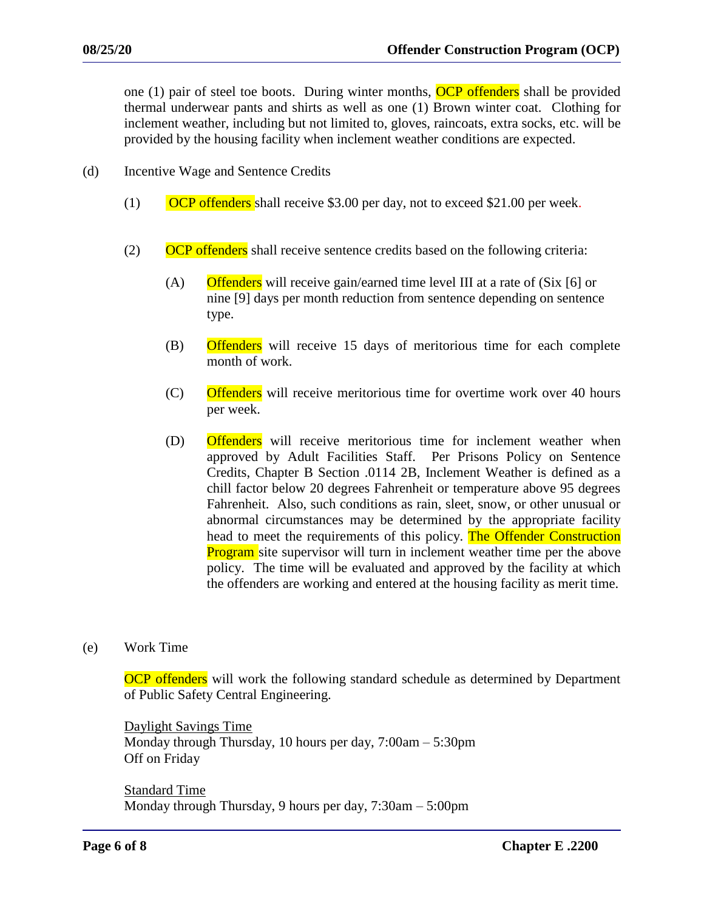one (1) pair of steel toe boots. During winter months, OCP offenders shall be provided thermal underwear pants and shirts as well as one (1) Brown winter coat. Clothing for inclement weather, including but not limited to, gloves, raincoats, extra socks, etc. will be provided by the housing facility when inclement weather conditions are expected.

(d) Incentive Wage and Sentence Credits

(1) OCP offenders shall receive $3.00 per day, not to exceed $21.00 per week.

(2) OCP offenders shall receive sentence credits based on the following criteria:

(A) Offenders will receive gain/earned time level III at a rate of (Six [6] or nine [9] days per month reduction from sentence depending on sentence type.

(B) Offenders will receive 15 days of meritorious time for each complete month of work.

(C) Offenders will receive meritorious time for overtime work over 40 hours per week.

(D) Offenders will receive meritorious time for inclement weather when approved by Adult Facilities Staff. Per Prisons Policy on Sentence Credits, Chapter B Section .0114 2B, Inclement Weather is defined as a chill factor below 20 degrees Fahrenheit or temperature above 95 degrees Fahrenheit. Also, such conditions as rain, sleet, snow, or other unusual or abnormal circumstances may be determined by the appropriate facility head to meet the requirements of this policy. The Offender Construction Program site supervisor will turn in inclement weather time per the above policy. The time will be evaluated and approved by the facility at which the offenders are working and entered at the housing facility as merit time.

(e) Work Time

OCP offenders will work the following standard schedule as determined by Department of Public Safety Central Engineering.

<u>Daylight Savings Time</u>
Monday through Thursday, 10 hours per day, 7:00am – 5:30pm
Off on Friday

<u>Standard Time</u>
Monday through Thursday, 9 hours per day, 7:30am – 5:00pm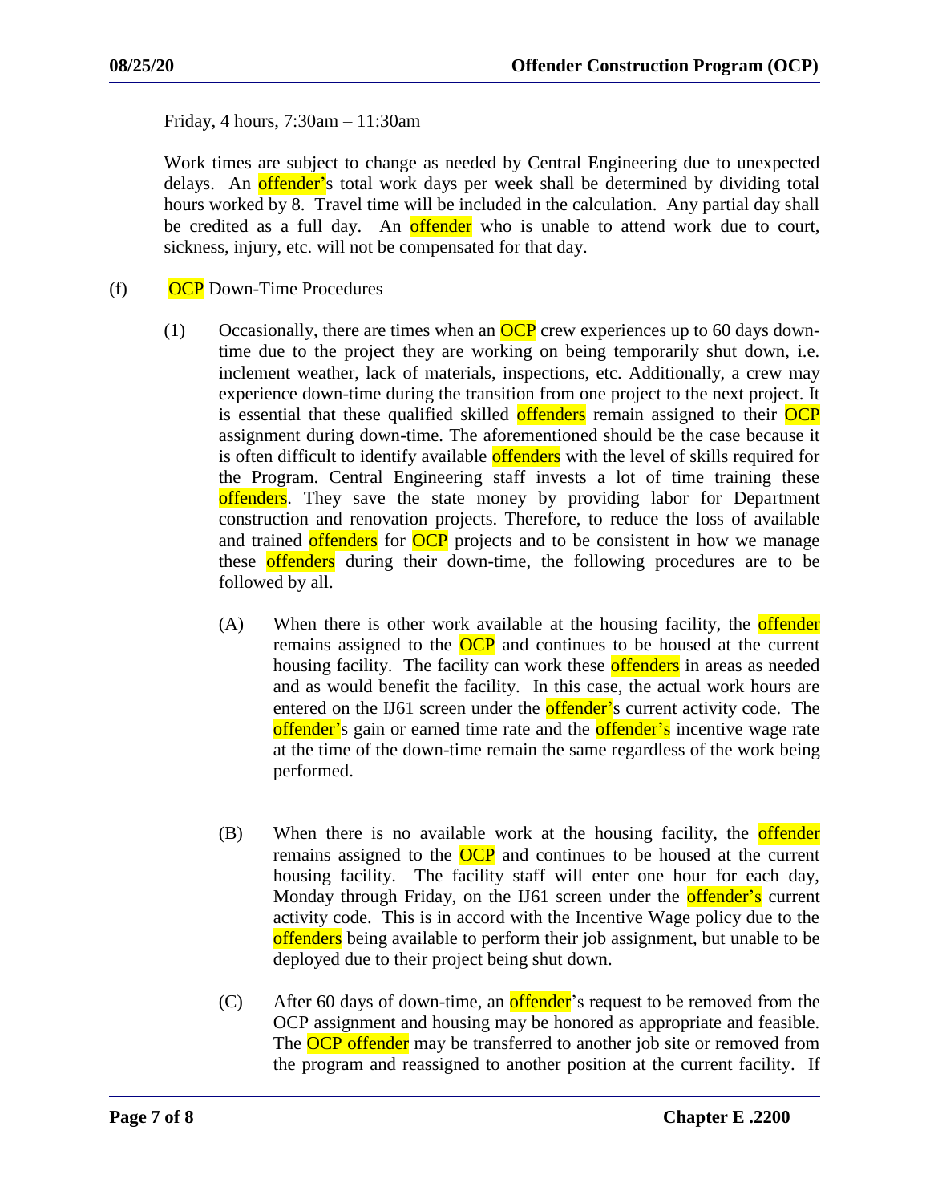Friday, 4 hours, 7:30am – 11:30am

Work times are subject to change as needed by Central Engineering due to unexpected delays. An offender's total work days per week shall be determined by dividing total hours worked by 8. Travel time will be included in the calculation. Any partial day shall be credited as a full day. An offender who is unable to attend work due to court, sickness, injury, etc. will not be compensated for that day.

(f) OCP Down-Time Procedures

(1) Occasionally, there are times when an OCP crew experiences up to 60 days down-time due to the project they are working on being temporarily shut down, i.e. inclement weather, lack of materials, inspections, etc. Additionally, a crew may experience down-time during the transition from one project to the next project. It is essential that these qualified skilled offenders remain assigned to their OCP assignment during down-time. The aforementioned should be the case because it is often difficult to identify available offenders with the level of skills required for the Program. Central Engineering staff invests a lot of time training these offenders. They save the state money by providing labor for Department construction and renovation projects. Therefore, to reduce the loss of available and trained offenders for OCP projects and to be consistent in how we manage these offenders during their down-time, the following procedures are to be followed by all.

(A) When there is other work available at the housing facility, the offender remains assigned to the OCP and continues to be housed at the current housing facility. The facility can work these offenders in areas as needed and as would benefit the facility. In this case, the actual work hours are entered on the IJ61 screen under the offender's current activity code. The offender's gain or earned time rate and the offender's incentive wage rate at the time of the down-time remain the same regardless of the work being performed.

(B) When there is no available work at the housing facility, the offender remains assigned to the OCP and continues to be housed at the current housing facility. The facility staff will enter one hour for each day, Monday through Friday, on the IJ61 screen under the offender's current activity code. This is in accord with the Incentive Wage policy due to the offenders being available to perform their job assignment, but unable to be deployed due to their project being shut down.

(C) After 60 days of down-time, an offender's request to be removed from the OCP assignment and housing may be honored as appropriate and feasible. The OCP offender may be transferred to another job site or removed from the program and reassigned to another position at the current facility. If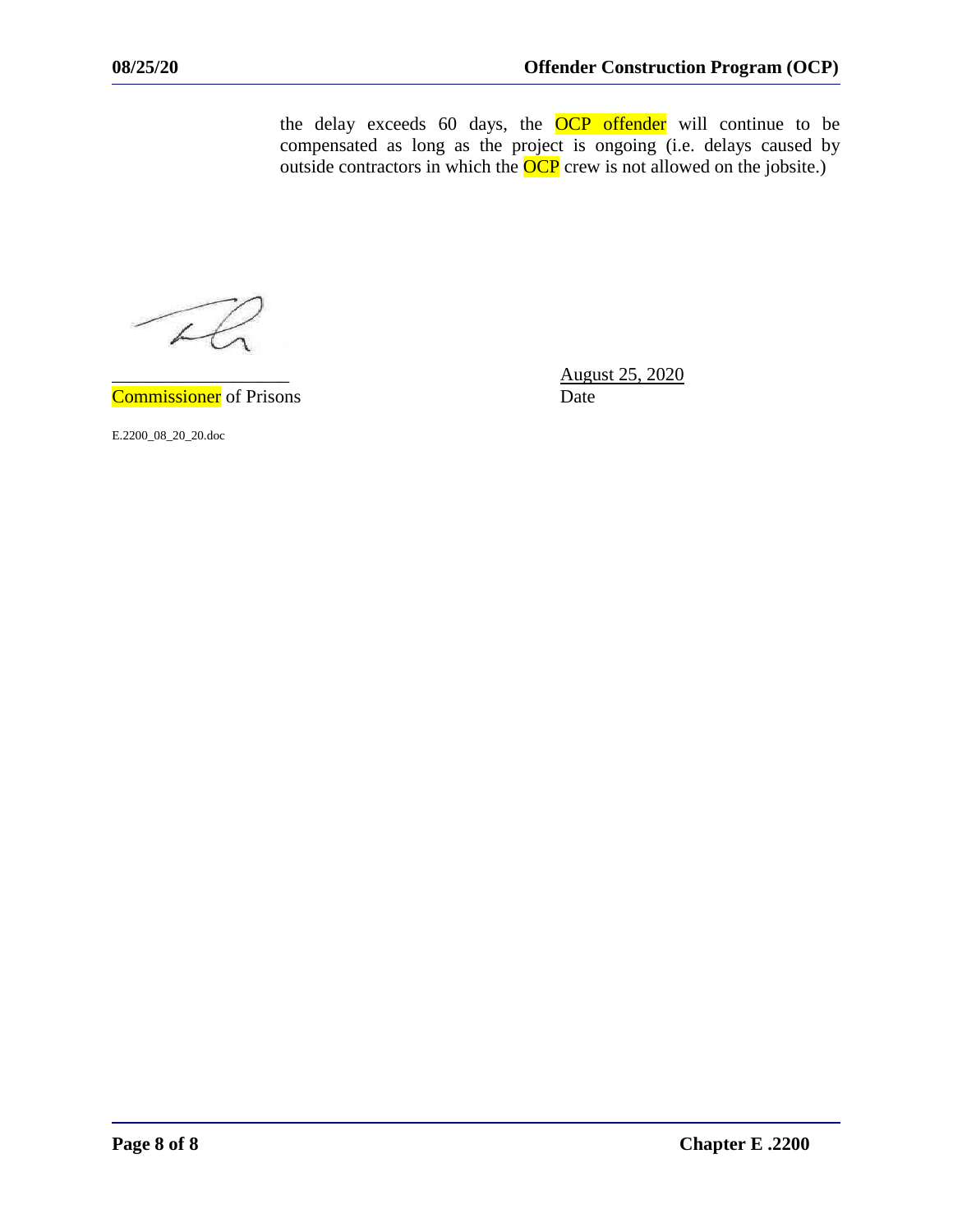the delay exceeds 60 days, the OCP offender will continue to be compensated as long as the project is ongoing (i.e. delays caused by outside contractors in which the OCP crew is not allowed on the jobsite.)

____________________
Commissioner of Prisons

August 25, 2020
Date

E.2200_08_20_20.doc